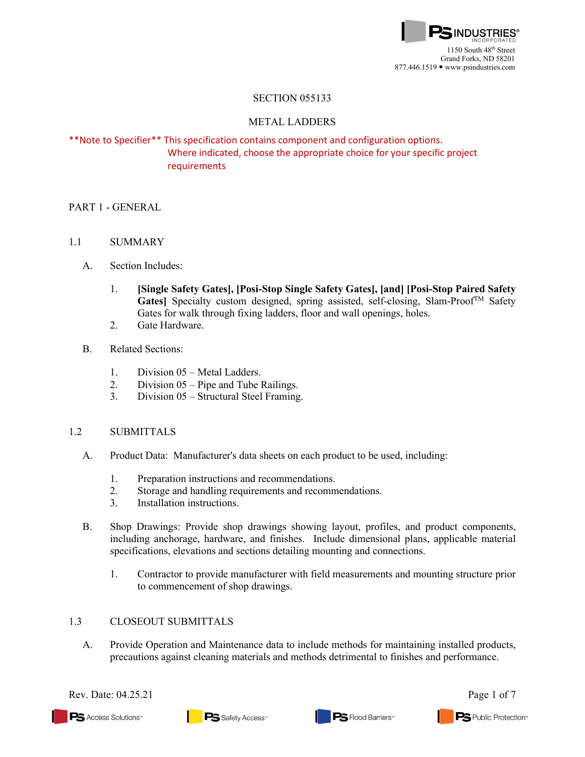SECTION 055133

METAL LADDERS

**Note to Specifier** This specification contains component and configuration options. Where indicated, choose the appropriate choice for your specific project requirements

## PART 1 - GENERAL

### 1.1 SUMMARY

A. Section Includes:

1. **[Single Safety Gates], [Posi-Stop Single Safety Gates], [and] [Posi-Stop Paired Safety Gates]** Specialty custom designed, spring assisted, self-closing, Slam-Proof™ Safety Gates for walk through fixing ladders, floor and wall openings, holes.
2. Gate Hardware.

B. Related Sections:

1. Division 05 – Metal Ladders.
2. Division 05 – Pipe and Tube Railings.
3. Division 05 – Structural Steel Framing.

### 1.2 SUBMITTALS

A. Product Data: Manufacturer's data sheets on each product to be used, including:

1. Preparation instructions and recommendations.
2. Storage and handling requirements and recommendations.
3. Installation instructions.

B. Shop Drawings: Provide shop drawings showing layout, profiles, and product components, including anchorage, hardware, and finishes. Include dimensional plans, applicable material specifications, elevations and sections detailing mounting and connections.

1. Contractor to provide manufacturer with field measurements and mounting structure prior to commencement of shop drawings.

### 1.3 CLOSEOUT SUBMITTALS

A. Provide Operation and Maintenance data to include methods for maintaining installed products, precautions against cleaning materials and methods detrimental to finishes and performance.

Rev. Date: 04.25.21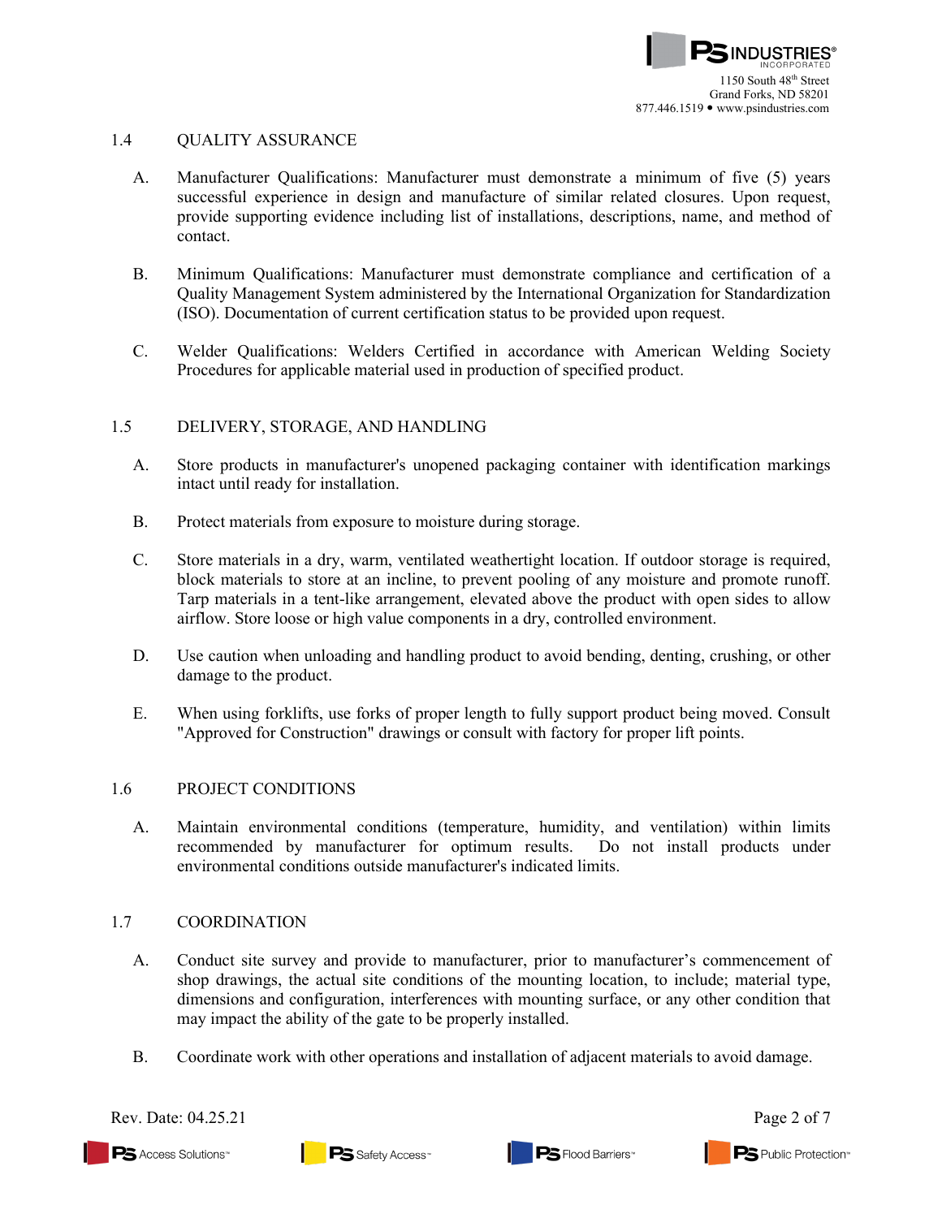## 1.4 QUALITY ASSURANCE

A. Manufacturer Qualifications: Manufacturer must demonstrate a minimum of five (5) years successful experience in design and manufacture of similar related closures. Upon request, provide supporting evidence including list of installations, descriptions, name, and method of contact.

B. Minimum Qualifications: Manufacturer must demonstrate compliance and certification of a Quality Management System administered by the International Organization for Standardization (ISO). Documentation of current certification status to be provided upon request.

C. Welder Qualifications: Welders Certified in accordance with American Welding Society Procedures for applicable material used in production of specified product.

## 1.5 DELIVERY, STORAGE, AND HANDLING

A. Store products in manufacturer's unopened packaging container with identification markings intact until ready for installation.

B. Protect materials from exposure to moisture during storage.

C. Store materials in a dry, warm, ventilated weathertight location. If outdoor storage is required, block materials to store at an incline, to prevent pooling of any moisture and promote runoff. Tarp materials in a tent-like arrangement, elevated above the product with open sides to allow airflow. Store loose or high value components in a dry, controlled environment.

D. Use caution when unloading and handling product to avoid bending, denting, crushing, or other damage to the product.

E. When using forklifts, use forks of proper length to fully support product being moved. Consult "Approved for Construction" drawings or consult with factory for proper lift points.

## 1.6 PROJECT CONDITIONS

A. Maintain environmental conditions (temperature, humidity, and ventilation) within limits recommended by manufacturer for optimum results. Do not install products under environmental conditions outside manufacturer's indicated limits.

## 1.7 COORDINATION

A. Conduct site survey and provide to manufacturer, prior to manufacturer's commencement of shop drawings, the actual site conditions of the mounting location, to include; material type, dimensions and configuration, interferences with mounting surface, or any other condition that may impact the ability of the gate to be properly installed.

B. Coordinate work with other operations and installation of adjacent materials to avoid damage.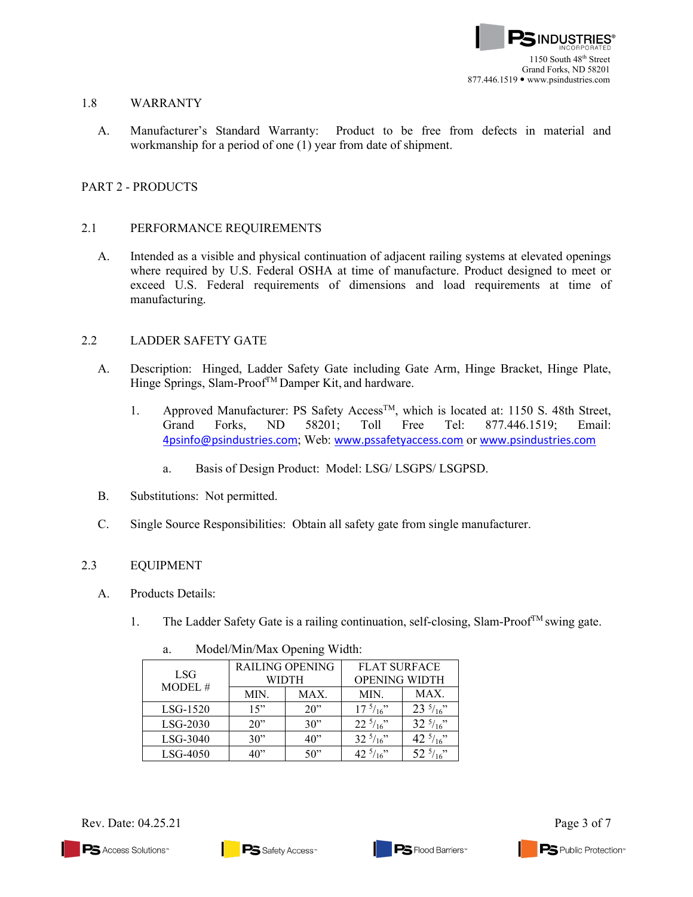1.8 WARRANTY

A. Manufacturer's Standard Warranty: Product to be free from defects in material and workmanship for a period of one (1) year from date of shipment.

## PART 2 - PRODUCTS

### 2.1 PERFORMANCE REQUIREMENTS

A. Intended as a visible and physical continuation of adjacent railing systems at elevated openings where required by U.S. Federal OSHA at time of manufacture. Product designed to meet or exceed U.S. Federal requirements of dimensions and load requirements at time of manufacturing.

### 2.2 LADDER SAFETY GATE

A. Description: Hinged, Ladder Safety Gate including Gate Arm, Hinge Bracket, Hinge Plate, Hinge Springs, Slam-Proof™ Damper Kit, and hardware.

1. Approved Manufacturer: PS Safety Access™, which is located at: 1150 S. 48th Street, Grand Forks, ND 58201; Toll Free Tel: 877.446.1519; Email: 4psinfo@psindustries.com; Web: www.pssafetyaccess.com or www.psindustries.com

   a. Basis of Design Product: Model: LSG/ LSGPS/ LSGPSD.

B. Substitutions: Not permitted.

C. Single Source Responsibilities: Obtain all safety gate from single manufacturer.

### 2.3 EQUIPMENT

A. Products Details:

1. The Ladder Safety Gate is a railing continuation, self-closing, Slam-Proof™ swing gate.

   a. Model/Min/Max Opening Width:

| LSG MODEL # | RAILING OPENING WIDTH | | FLAT SURFACE OPENING WIDTH | |
|---|---|---|---|---|
| | MIN. | MAX. | MIN. | MAX. |
| LSG-1520 | 15" | 20" | 17 5/16" | 23 5/16" |
| LSG-2030 | 20" | 30" | 22 5/16" | 32 5/16" |
| LSG-3040 | 30" | 40" | 32 5/16" | 42 5/16" |
| LSG-4050 | 40" | 50" | 42 5/16" | 52 5/16" |

Rev. Date: 04.25.21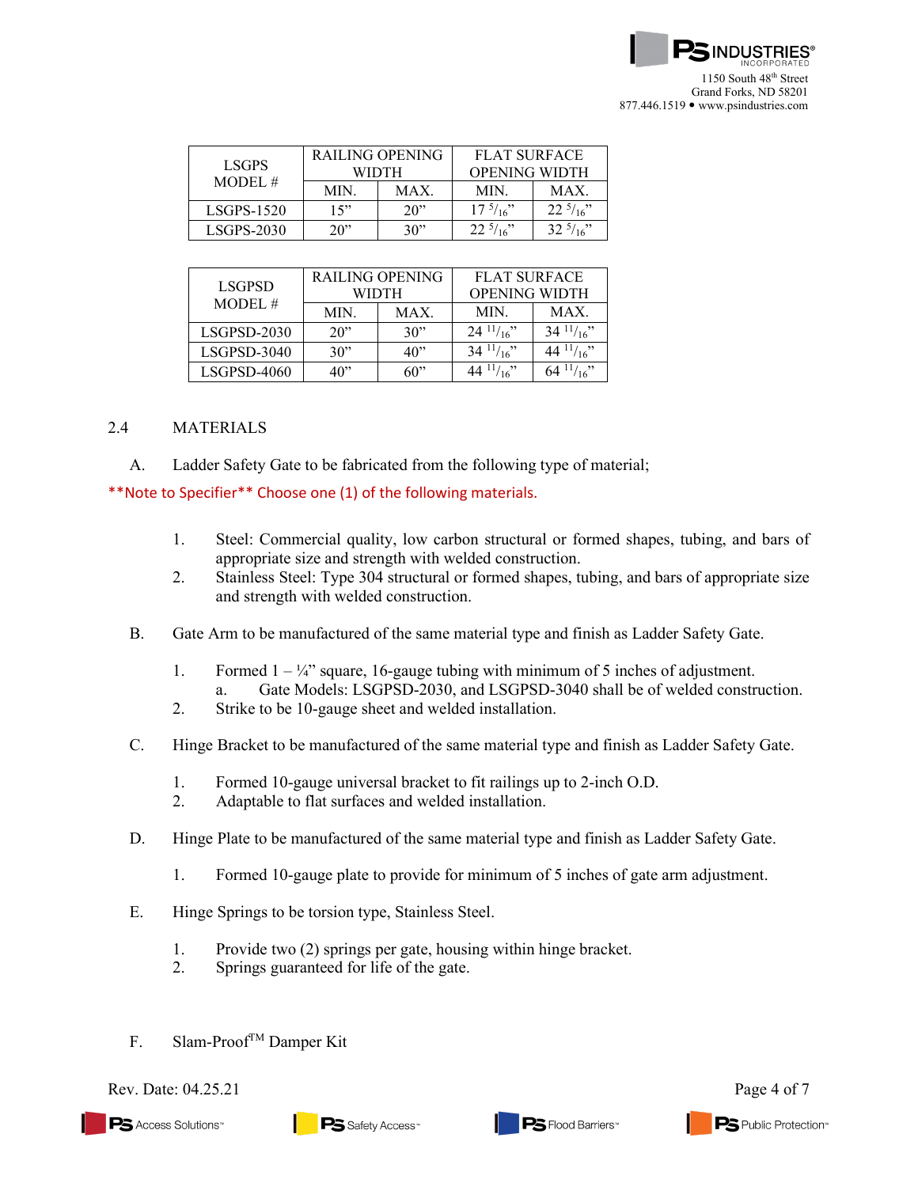| LSGPS MODEL # | RAILING OPENING WIDTH | | FLAT SURFACE OPENING WIDTH | |
|---|---|---|---|---|
| | MIN. | MAX. | MIN. | MAX. |
| LSGPS-1520 | 15" | 20" | 17 5/16" | 22 5/16" |
| LSGPS-2030 | 20" | 30" | 22 5/16" | 32 5/16" |

| LSGPSD MODEL # | RAILING OPENING WIDTH | | FLAT SURFACE OPENING WIDTH | |
|---|---|---|---|---|
| | MIN. | MAX. | MIN. | MAX. |
| LSGPSD-2030 | 20" | 30" | 24 11/16" | 34 11/16" |
| LSGPSD-3040 | 30" | 40" | 34 11/16" | 44 11/16" |
| LSGPSD-4060 | 40" | 60" | 44 11/16" | 64 11/16" |

2.4 MATERIALS

A. Ladder Safety Gate to be fabricated from the following type of material;

**Note to Specifier** Choose one (1) of the following materials.

1. Steel: Commercial quality, low carbon structural or formed shapes, tubing, and bars of appropriate size and strength with welded construction.
2. Stainless Steel: Type 304 structural or formed shapes, tubing, and bars of appropriate size and strength with welded construction.

B. Gate Arm to be manufactured of the same material type and finish as Ladder Safety Gate.

1. Formed 1 – ¼" square, 16-gauge tubing with minimum of 5 inches of adjustment.
   a. Gate Models: LSGPSD-2030, and LSGPSD-3040 shall be of welded construction.
2. Strike to be 10-gauge sheet and welded installation.

C. Hinge Bracket to be manufactured of the same material type and finish as Ladder Safety Gate.

1. Formed 10-gauge universal bracket to fit railings up to 2-inch O.D.
2. Adaptable to flat surfaces and welded installation.

D. Hinge Plate to be manufactured of the same material type and finish as Ladder Safety Gate.

1. Formed 10-gauge plate to provide for minimum of 5 inches of gate arm adjustment.

E. Hinge Springs to be torsion type, Stainless Steel.

1. Provide two (2) springs per gate, housing within hinge bracket.
2. Springs guaranteed for life of the gate.

F. Slam-Proof™ Damper Kit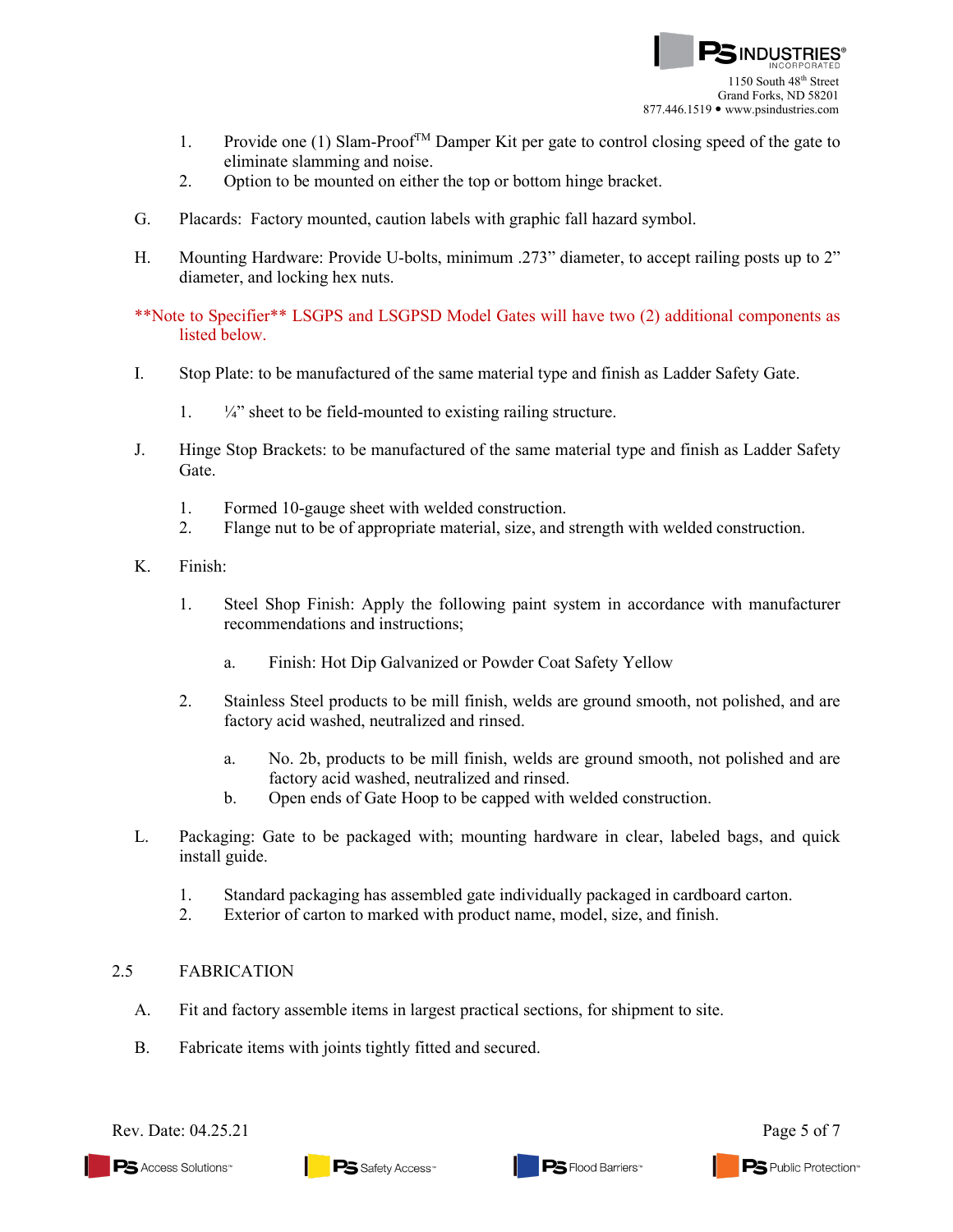1. Provide one (1) Slam-Proof™ Damper Kit per gate to control closing speed of the gate to eliminate slamming and noise.
2. Option to be mounted on either the top or bottom hinge bracket.

G. Placards: Factory mounted, caution labels with graphic fall hazard symbol.

H. Mounting Hardware: Provide U-bolts, minimum .273" diameter, to accept railing posts up to 2" diameter, and locking hex nuts.

**Note to Specifier** LSGPS and LSGPSD Model Gates will have two (2) additional components as listed below.

I. Stop Plate: to be manufactured of the same material type and finish as Ladder Safety Gate.

   1. ¼" sheet to be field-mounted to existing railing structure.

J. Hinge Stop Brackets: to be manufactured of the same material type and finish as Ladder Safety Gate.

   1. Formed 10-gauge sheet with welded construction.
   2. Flange nut to be of appropriate material, size, and strength with welded construction.

K. Finish:

   1. Steel Shop Finish: Apply the following paint system in accordance with manufacturer recommendations and instructions;

      a. Finish: Hot Dip Galvanized or Powder Coat Safety Yellow

   2. Stainless Steel products to be mill finish, welds are ground smooth, not polished, and are factory acid washed, neutralized and rinsed.

      a. No. 2b, products to be mill finish, welds are ground smooth, not polished and are factory acid washed, neutralized and rinsed.
      b. Open ends of Gate Hoop to be capped with welded construction.

L. Packaging: Gate to be packaged with; mounting hardware in clear, labeled bags, and quick install guide.

   1. Standard packaging has assembled gate individually packaged in cardboard carton.
   2. Exterior of carton to marked with product name, model, size, and finish.

## 2.5 FABRICATION

A. Fit and factory assemble items in largest practical sections, for shipment to site.

B. Fabricate items with joints tightly fitted and secured.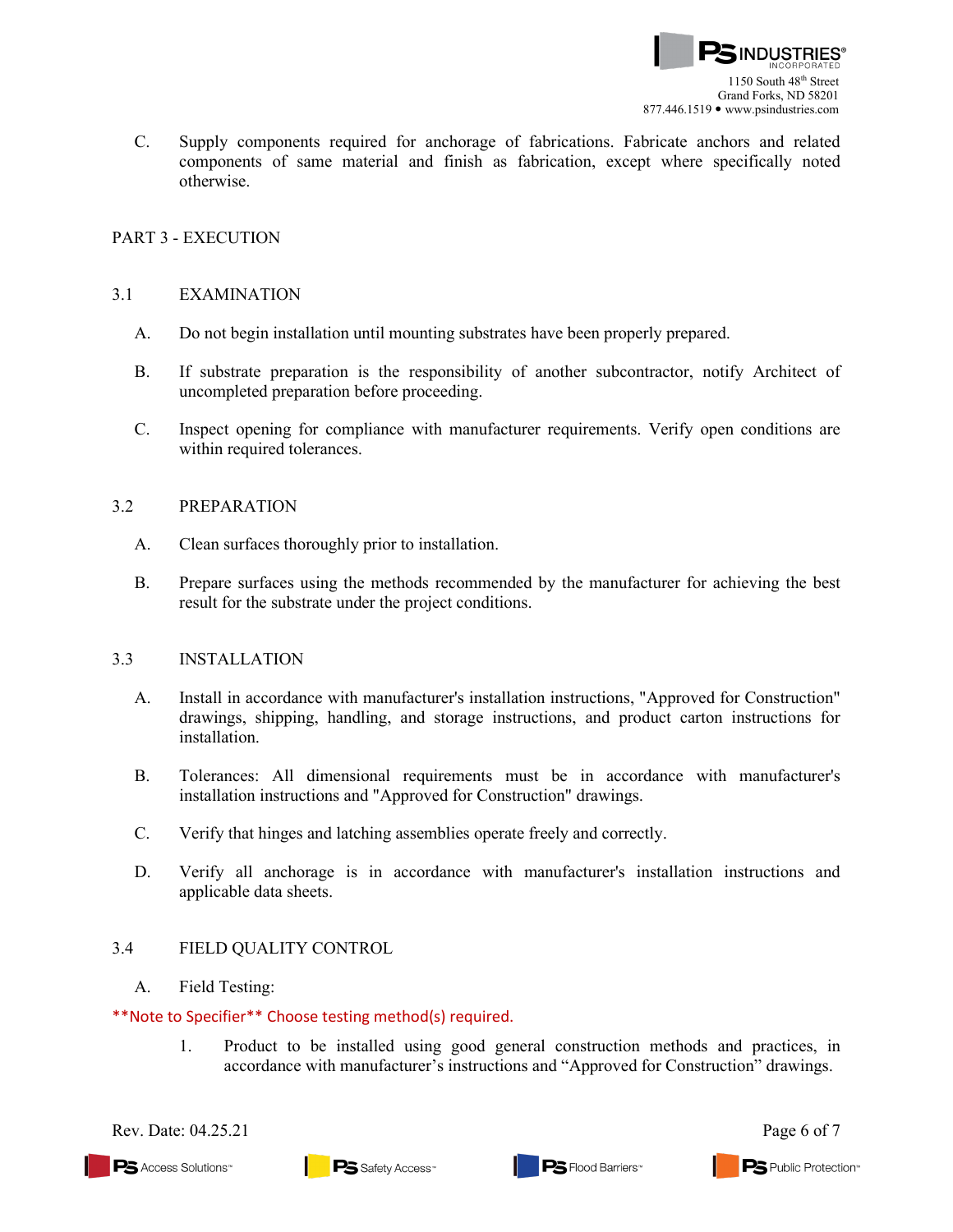C. Supply components required for anchorage of fabrications. Fabricate anchors and related components of same material and finish as fabrication, except where specifically noted otherwise.

## PART 3 - EXECUTION

### 3.1 EXAMINATION

A. Do not begin installation until mounting substrates have been properly prepared.

B. If substrate preparation is the responsibility of another subcontractor, notify Architect of uncompleted preparation before proceeding.

C. Inspect opening for compliance with manufacturer requirements. Verify open conditions are within required tolerances.

### 3.2 PREPARATION

A. Clean surfaces thoroughly prior to installation.

B. Prepare surfaces using the methods recommended by the manufacturer for achieving the best result for the substrate under the project conditions.

### 3.3 INSTALLATION

A. Install in accordance with manufacturer's installation instructions, "Approved for Construction" drawings, shipping, handling, and storage instructions, and product carton instructions for installation.

B. Tolerances: All dimensional requirements must be in accordance with manufacturer's installation instructions and "Approved for Construction" drawings.

C. Verify that hinges and latching assemblies operate freely and correctly.

D. Verify all anchorage is in accordance with manufacturer's installation instructions and applicable data sheets.

### 3.4 FIELD QUALITY CONTROL

A. Field Testing:

**Note to Specifier** Choose testing method(s) required.

1. Product to be installed using good general construction methods and practices, in accordance with manufacturer's instructions and "Approved for Construction" drawings.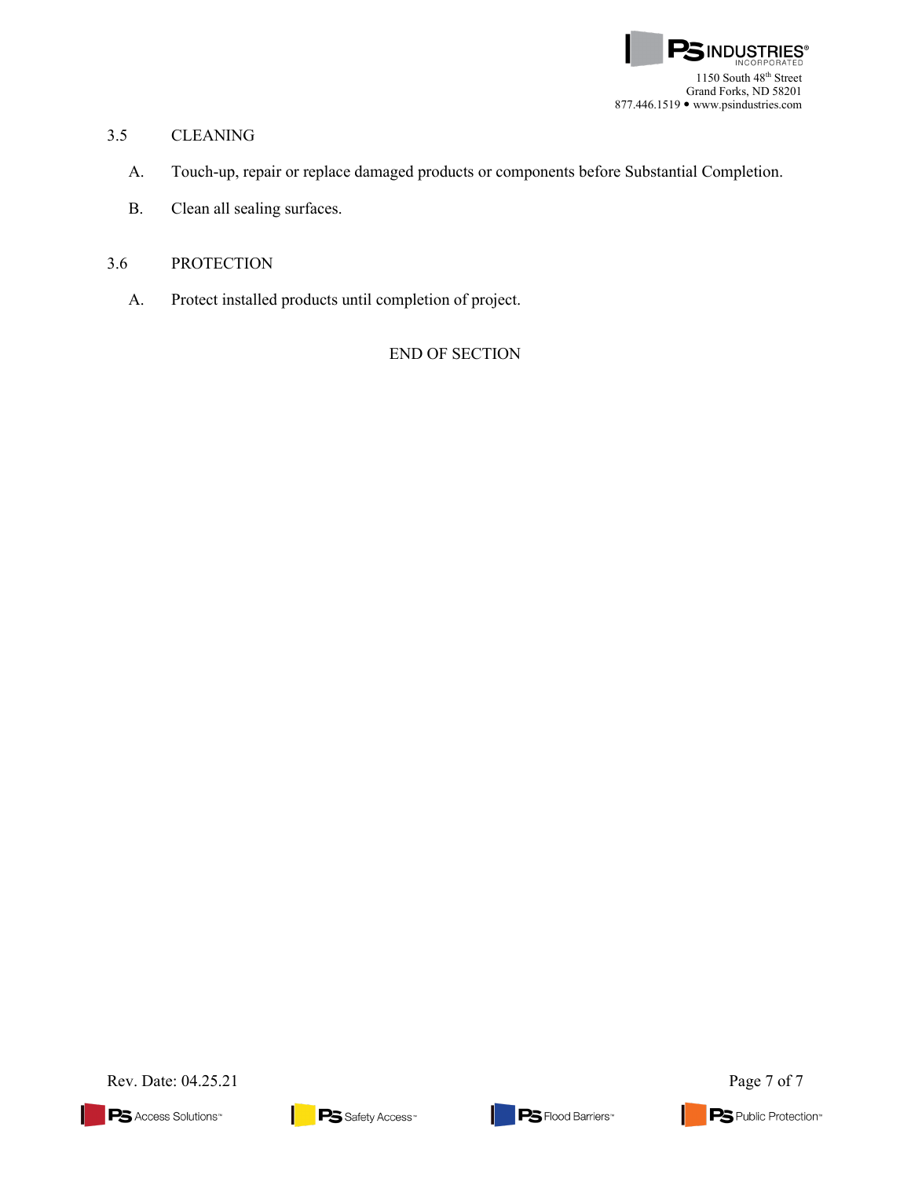## 3.5 CLEANING

A. Touch-up, repair or replace damaged products or components before Substantial Completion.

B. Clean all sealing surfaces.

## 3.6 PROTECTION

A. Protect installed products until completion of project.

END OF SECTION